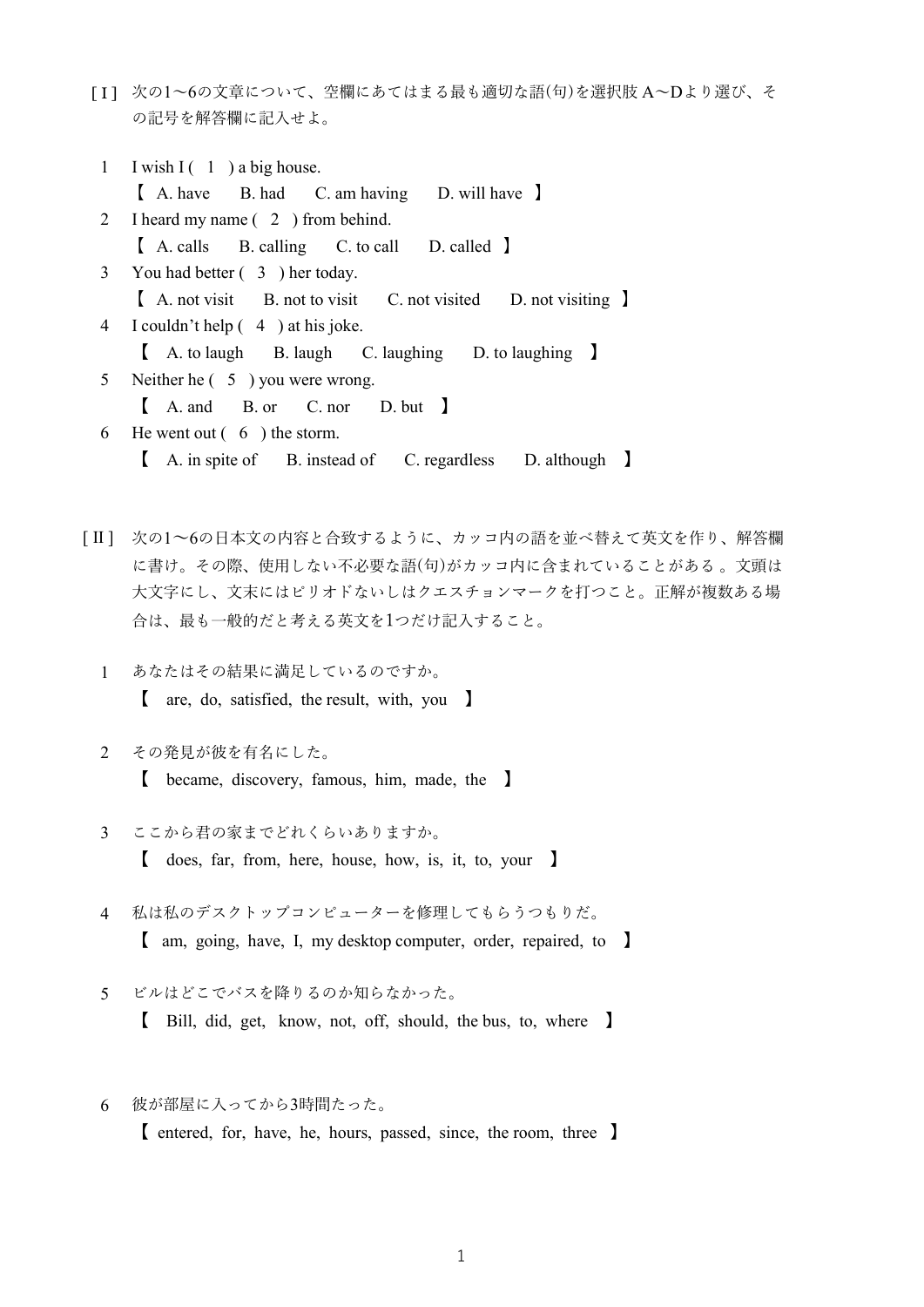[ I ] 次の1～6の文章について、空欄にあてはまる最も適切な語(句)を選択肢A～Dより選び、その記号を解答欄に記入せよ。

1 I wish I ( 1 ) a big house.
【 A. have B. had C. am having D. will have 】

2 I heard my name ( 2 ) from behind.
【 A. calls B. calling C. to call D. called 】

3 You had better ( 3 ) her today.
【 A. not visit B. not to visit C. not visited D. not visiting 】

4 I couldn't help ( 4 ) at his joke.
【 A. to laugh B. laugh C. laughing D. to laughing 】

5 Neither he ( 5 ) you were wrong.
【 A. and B. or C. nor D. but 】

6 He went out ( 6 ) the storm.
【 A. in spite of B. instead of C. regardless D. although 】

[ II ] 次の1～6の日本文の内容と合致するように、カッコ内の語を並べ替えて英文を作り、解答欄に書け。その際、使用しない不必要な語(句)がカッコ内に含まれていることがある 。文頭は大文字にし、文末にはピリオドないしはクエスチョンマークを打つこと。正解が複数ある場合は、最も一般的だと考える英文を1つだけ記入すること。

1 あなたはその結果に満足しているのですか。
【 are, do, satisfied, the result, with, you 】

2 その発見が彼を有名にした。
【 became, discovery, famous, him, made, the 】

3 ここから君の家までどれくらいありますか。
【 does, far, from, here, house, how, is, it, to, your 】

4 私は私のデスクトップコンピューターを修理してもらうつもりだ。
【 am, going, have, I, my desktop computer, order, repaired, to 】

5 ビルはどこでバスを降りるのか知らなかった。
【 Bill, did, get, know, not, off, should, the bus, to, where 】

6 彼が部屋に入ってから3時間たった。
【 entered, for, have, he, hours, passed, since, the room, three 】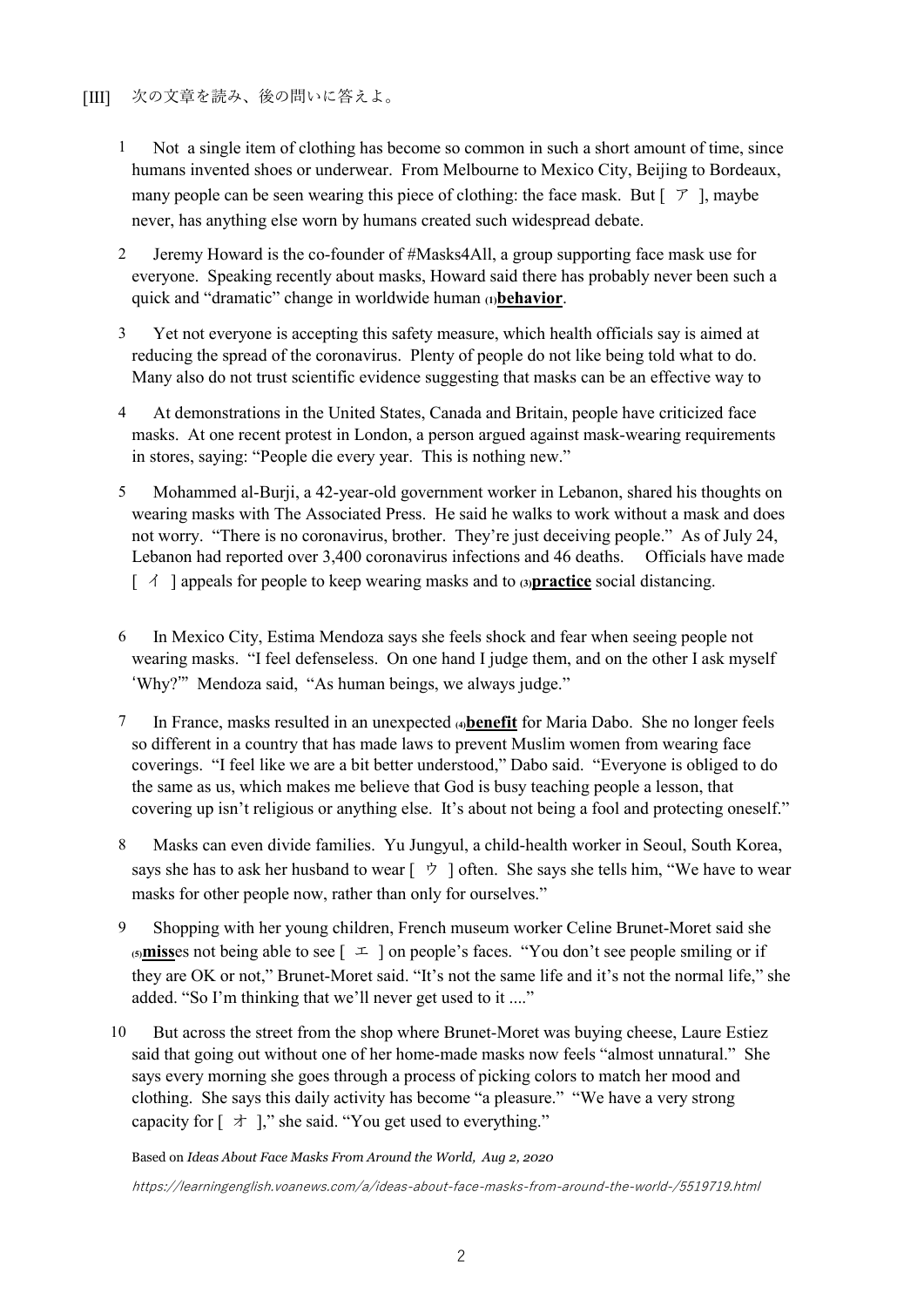[III] 次の文章を読み、後の問いに答えよ。

1 Not a single item of clothing has become so common in such a short amount of time, since humans invented shoes or underwear. From Melbourne to Mexico City, Beijing to Bordeaux, many people can be seen wearing this piece of clothing: the face mask. But [ ア ], maybe never, has anything else worn by humans created such widespread debate.

2 Jeremy Howard is the co-founder of #Masks4All, a group supporting face mask use for everyone. Speaking recently about masks, Howard said there has probably never been such a quick and "dramatic" change in worldwide human (1)**behavior**.

3 Yet not everyone is accepting this safety measure, which health officials say is aimed at reducing the spread of the coronavirus. Plenty of people do not like being told what to do. Many also do not trust scientific evidence suggesting that masks can be an effective way to

4 At demonstrations in the United States, Canada and Britain, people have criticized face masks. At one recent protest in London, a person argued against mask-wearing requirements in stores, saying: "People die every year. This is nothing new."

5 Mohammed al-Burji, a 42-year-old government worker in Lebanon, shared his thoughts on wearing masks with The Associated Press. He said he walks to work without a mask and does not worry. "There is no coronavirus, brother. They're just deceiving people." As of July 24, Lebanon had reported over 3,400 coronavirus infections and 46 deaths. Officials have made [ イ ] appeals for people to keep wearing masks and to (3)**practice** social distancing.

6 In Mexico City, Estima Mendoza says she feels shock and fear when seeing people not wearing masks. "I feel defenseless. On one hand I judge them, and on the other I ask myself 'Why?'" Mendoza said, "As human beings, we always judge."

7 In France, masks resulted in an unexpected (4)**benefit** for Maria Dabo. She no longer feels so different in a country that has made laws to prevent Muslim women from wearing face coverings. "I feel like we are a bit better understood," Dabo said. "Everyone is obliged to do the same as us, which makes me believe that God is busy teaching people a lesson, that covering up isn't religious or anything else. It's about not being a fool and protecting oneself."

8 Masks can even divide families. Yu Jungyul, a child-health worker in Seoul, South Korea, says she has to ask her husband to wear [ ウ ] often. She says she tells him, "We have to wear masks for other people now, rather than only for ourselves."

9 Shopping with her young children, French museum worker Celine Brunet-Moret said she (5)**miss**es not being able to see [ エ ] on people's faces. "You don't see people smiling or if they are OK or not," Brunet-Moret said. "It's not the same life and it's not the normal life," she added. "So I'm thinking that we'll never get used to it ...."

10 But across the street from the shop where Brunet-Moret was buying cheese, Laure Estiez said that going out without one of her home-made masks now feels "almost unnatural." She says every morning she goes through a process of picking colors to match her mood and clothing. She says this daily activity has become "a pleasure." "We have a very strong capacity for [ オ ]," she said. "You get used to everything."

Based on *Ideas About Face Masks From Around the World, Aug 2, 2020*

https://learningenglish.voanews.com/a/ideas-about-face-masks-from-around-the-world-/5519719.html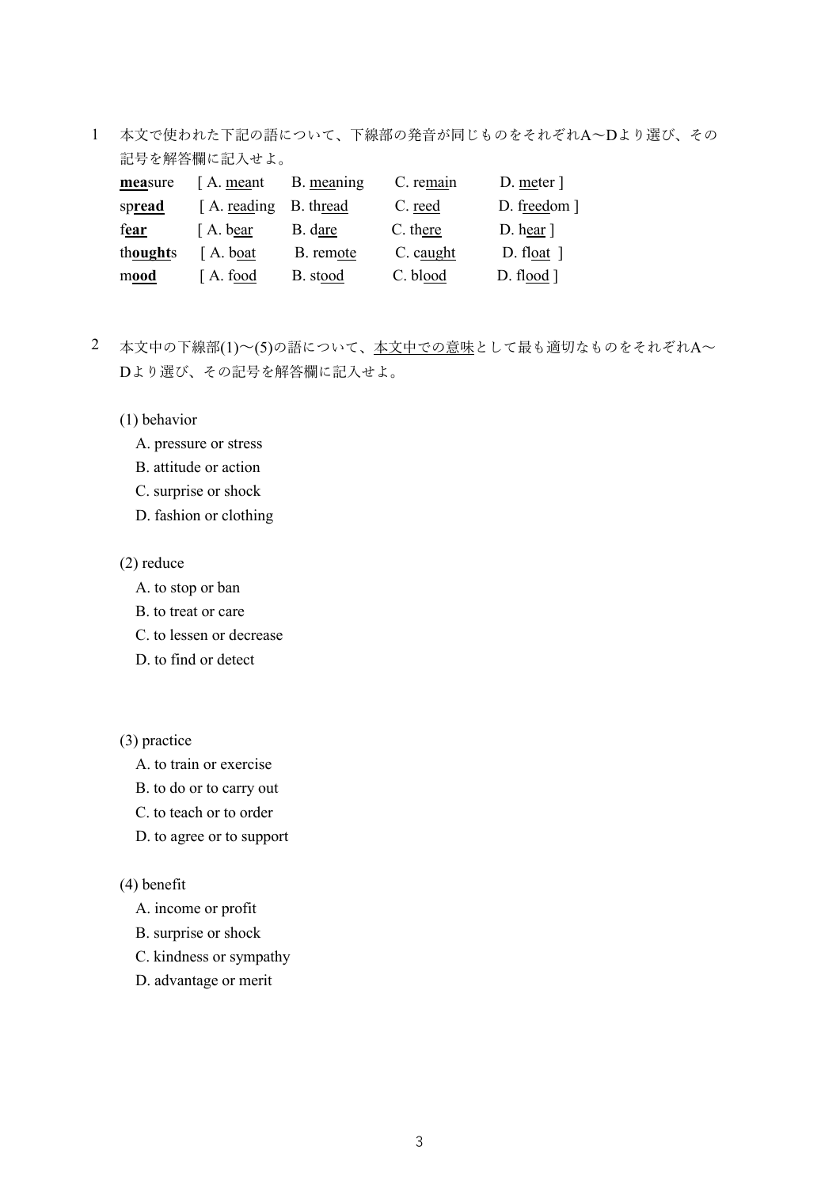1　本文で使われた下記の語について、下線部の発音が同じものをそれぞれA〜Dより選び、その記号を解答欄に記入せよ。

| | | | | |
|---|---|---|---|---|
| **<u>mea</u>**sure | [ A. <u>mea</u>nt | B. <u>mea</u>ning | C. re<u>mai</u>n | D. <u>me</u>ter ] |
| sp**<u>read</u>** | [ A. <u>read</u>ing | B. th<u>read</u> | C. <u>reed</u> | D. f<u>reed</u>om ] |
| f**<u>ear</u>** | [ A. b<u>ear</u> | B. d<u>are</u> | C. th<u>ere</u> | D. h<u>ear</u> ] |
| th**<u>ought</u>**s | [ A. b<u>oat</u> | B. rem<u>ote</u> | C. c<u>aught</u> | D. fl<u>oat</u> ] |
| m**<u>ood</u>** | [ A. f<u>ood</u> | B. st<u>ood</u> | C. bl<u>ood</u> | D. fl<u>ood</u> ] |

2　本文中の下線部(1)〜(5)の語について、<u>本文中での意味</u>として最も適切なものをそれぞれA〜Dより選び、その記号を解答欄に記入せよ。

(1) behavior
- A. pressure or stress
- B. attitude or action
- C. surprise or shock
- D. fashion or clothing

(2) reduce
- A. to stop or ban
- B. to treat or care
- C. to lessen or decrease
- D. to find or detect

(3) practice
- A. to train or exercise
- B. to do or to carry out
- C. to teach or to order
- D. to agree or to support

(4) benefit
- A. income or profit
- B. surprise or shock
- C. kindness or sympathy
- D. advantage or merit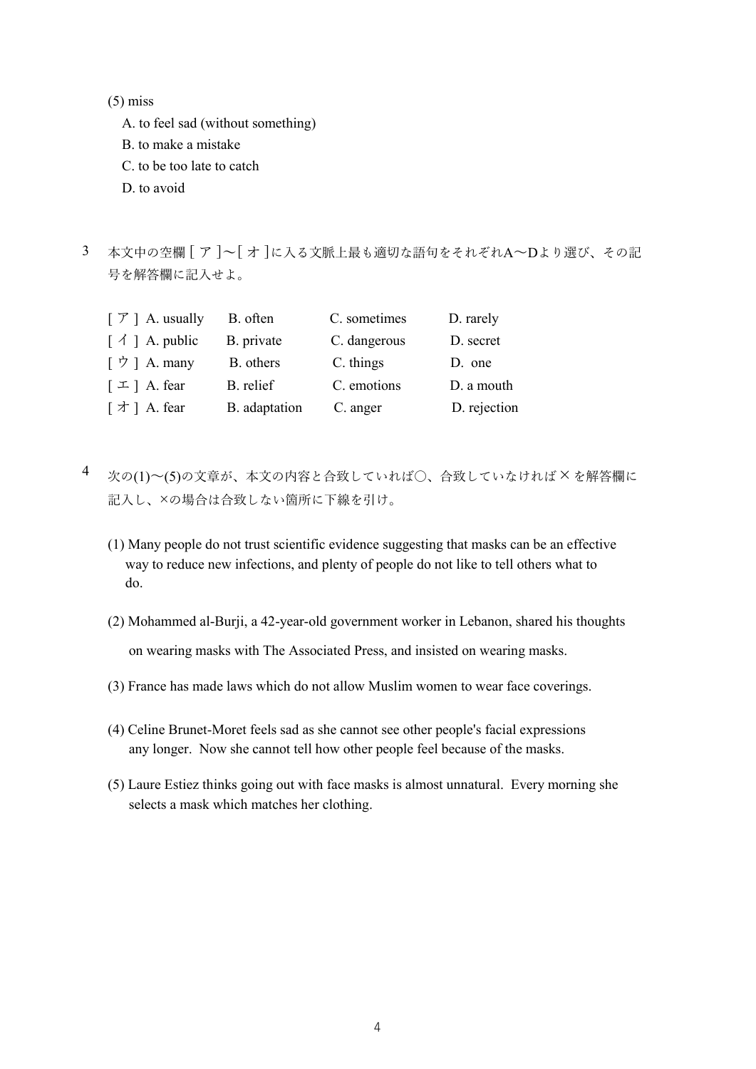(5) miss

A. to feel sad (without something)

B. to make a mistake

C. to be too late to catch

D. to avoid

3　本文中の空欄 [ ア ]～[ オ ]に入る文脈上最も適切な語句をそれぞれA～Dより選び、その記号を解答欄に記入せよ。

| | A | B | C | D |
|---|---|---|---|---|
| [ ア ] | A. usually | B. often | C. sometimes | D. rarely |
| [ イ ] | A. public | B. private | C. dangerous | D. secret |
| [ ウ ] | A. many | B. others | C. things | D. one |
| [ エ ] | A. fear | B. relief | C. emotions | D. a mouth |
| [ オ ] | A. fear | B. adaptation | C. anger | D. rejection |

4　次の(1)～(5)の文章が、本文の内容と合致していれば○、合致していなければ× を解答欄に記入し、×の場合は合致しない箇所に下線を引け。

(1) Many people do not trust scientific evidence suggesting that masks can be an effective way to reduce new infections, and plenty of people do not like to tell others what to do.

(2) Mohammed al-Burji, a 42-year-old government worker in Lebanon, shared his thoughts on wearing masks with The Associated Press, and insisted on wearing masks.

(3) France has made laws which do not allow Muslim women to wear face coverings.

(4) Celine Brunet-Moret feels sad as she cannot see other people's facial expressions any longer. Now she cannot tell how other people feel because of the masks.

(5) Laure Estiez thinks going out with face masks is almost unnatural. Every morning she selects a mask which matches her clothing.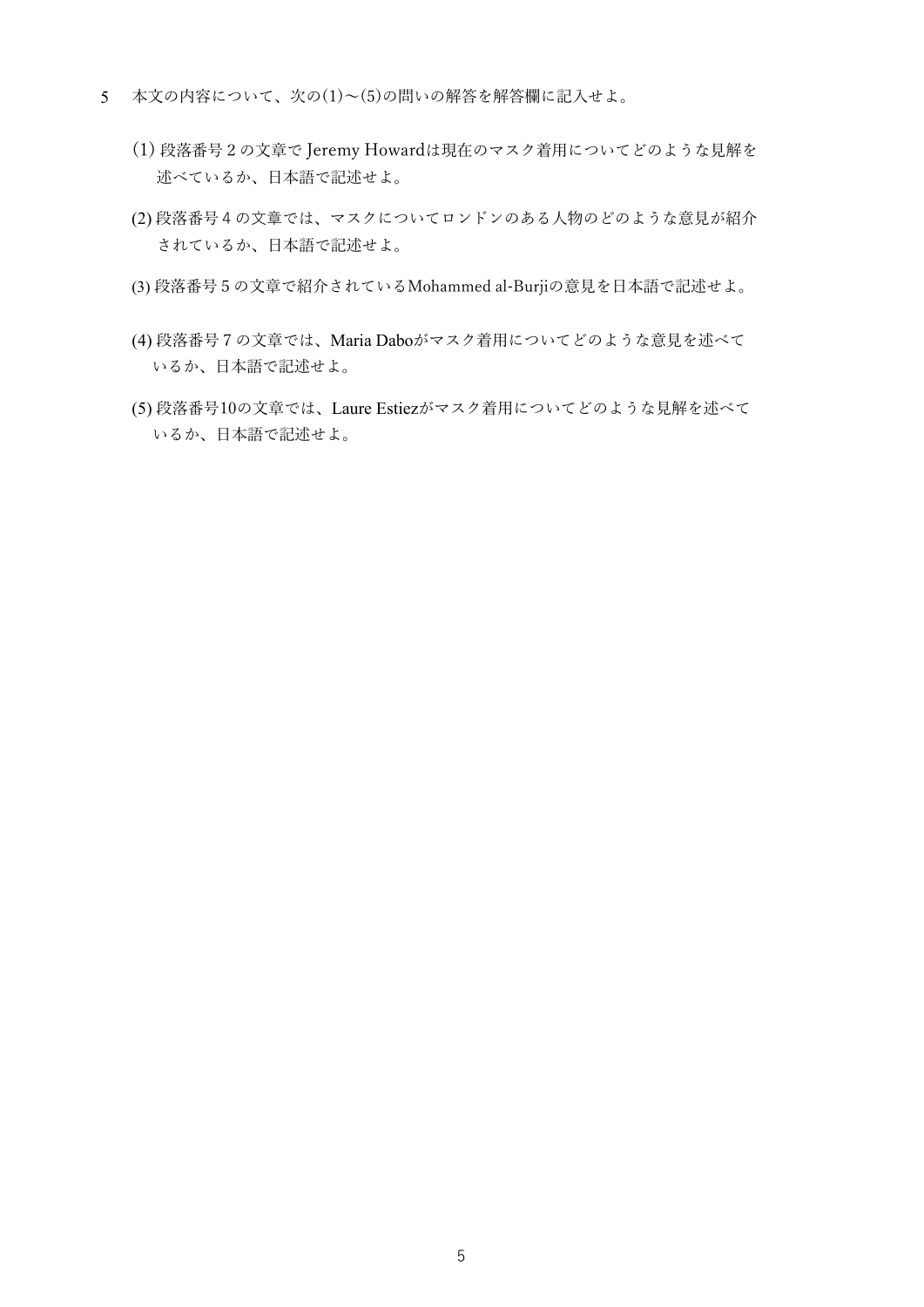5　本文の内容について、次の(1)～(5)の問いの解答を解答欄に記入せよ。

(1) 段落番号２の文章で Jeremy Howardは現在のマスク着用についてどのような見解を述べているか、日本語で記述せよ。

(2) 段落番号４の文章では、マスクについてロンドンのある人物のどのような意見が紹介されているか、日本語で記述せよ。

(3) 段落番号５の文章で紹介されているMohammed al-Burjiの意見を日本語で記述せよ。

(4) 段落番号７の文章では、Maria Daboがマスク着用についてどのような意見を述べているか、日本語で記述せよ。

(5) 段落番号10の文章では、Laure Estiezがマスク着用についてどのような見解を述べているか、日本語で記述せよ。